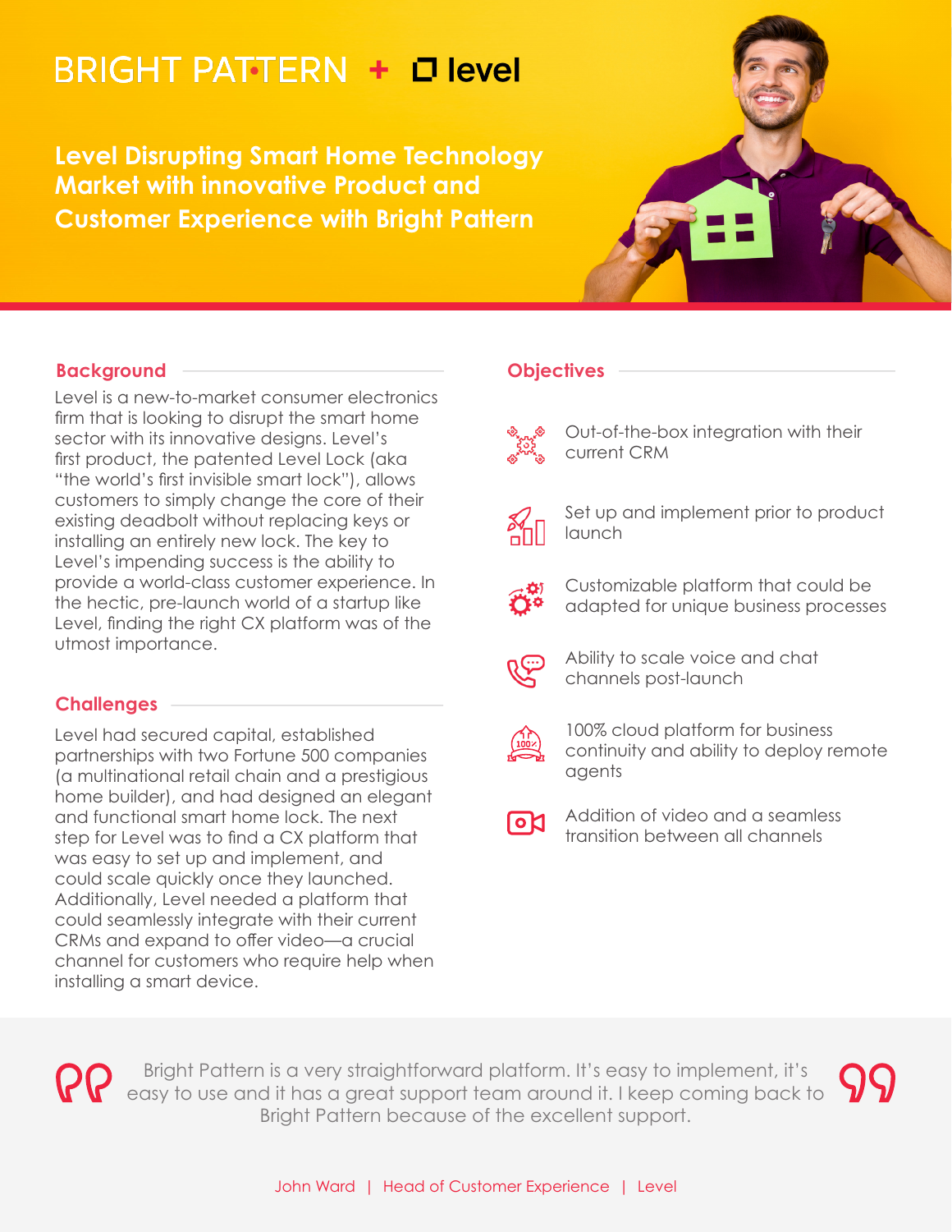BRIGHT PATTERN + level

# Level Disrupting Smart Home Technology Market with innovative Product and Customer Experience with Bright Pattern

## Background

Level is a new-to-market consumer electronics firm that is looking to disrupt the smart home sector with its innovative designs. Level's first product, the patented Level Lock (aka "the world's first invisible smart lock"), allows customers to simply change the core of their existing deadbolt without replacing keys or installing an entirely new lock. The key to Level's impending success is the ability to provide a world-class customer experience. In the hectic, pre-launch world of a startup like Level, finding the right CX platform was of the utmost importance.

## Challenges

Level had secured capital, established partnerships with two Fortune 500 companies (a multinational retail chain and a prestigious home builder), and had designed an elegant and functional smart home lock. The next step for Level was to find a CX platform that was easy to set up and implement, and could scale quickly once they launched. Additionally, Level needed a platform that could seamlessly integrate with their current CRMs and expand to offer video—a crucial channel for customers who require help when installing a smart device.

## Objectives

- Out-of-the-box integration with their current CRM
- Set up and implement prior to product launch
- Customizable platform that could be adapted for unique business processes
- Ability to scale voice and chat channels post-launch
- 100% cloud platform for business continuity and ability to deploy remote agents
- Addition of video and a seamless transition between all channels

> Bright Pattern is a very straightforward platform. It's easy to implement, it's easy to use and it has a great support team around it. I keep coming back to Bright Pattern because of the excellent support.

John Ward | Head of Customer Experience | Level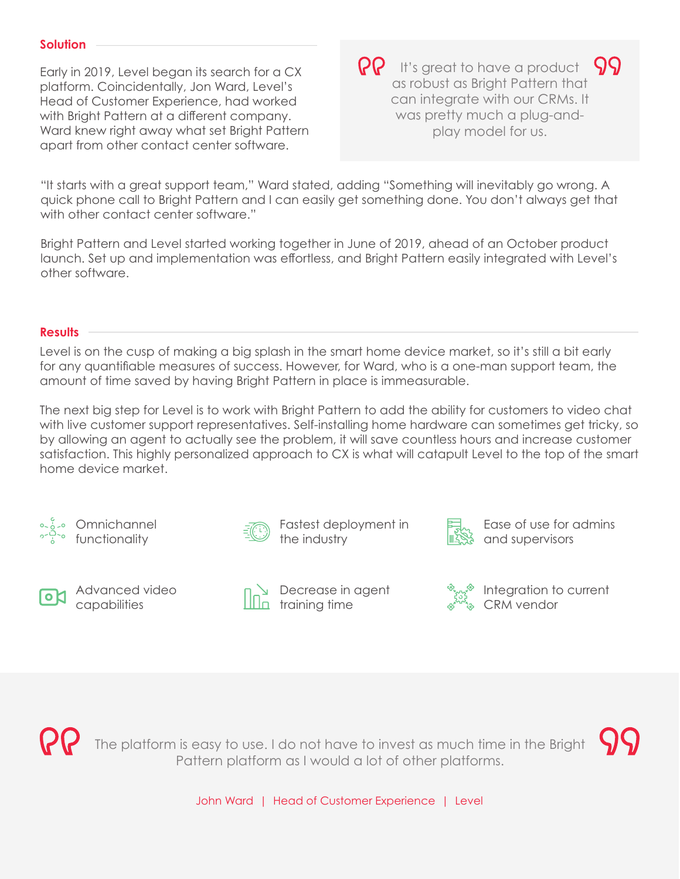## Solution

Early in 2019, Level began its search for a CX platform. Coincidentally, Jon Ward, Level's Head of Customer Experience, had worked with Bright Pattern at a different company. Ward knew right away what set Bright Pattern apart from other contact center software.

> It's great to have a product as robust as Bright Pattern that can integrate with our CRMs. It was pretty much a plug-and-play model for us.

"It starts with a great support team," Ward stated, adding "Something will inevitably go wrong. A quick phone call to Bright Pattern and I can easily get something done. You don't always get that with other contact center software."

Bright Pattern and Level started working together in June of 2019, ahead of an October product launch. Set up and implementation was effortless, and Bright Pattern easily integrated with Level's other software.

## Results

Level is on the cusp of making a big splash in the smart home device market, so it's still a bit early for any quantifiable measures of success. However, for Ward, who is a one-man support team, the amount of time saved by having Bright Pattern in place is immeasurable.

The next big step for Level is to work with Bright Pattern to add the ability for customers to video chat with live customer support representatives. Self-installing home hardware can sometimes get tricky, so by allowing an agent to actually see the problem, it will save countless hours and increase customer satisfaction. This highly personalized approach to CX is what will catapult Level to the top of the smart home device market.

- Omnichannel functionality
- Fastest deployment in the industry
- Ease of use for admins and supervisors
- Advanced video capabilities
- Decrease in agent training time
- Integration to current CRM vendor

> The platform is easy to use. I do not have to invest as much time in the Bright Pattern platform as I would a lot of other platforms.

John Ward | Head of Customer Experience | Level